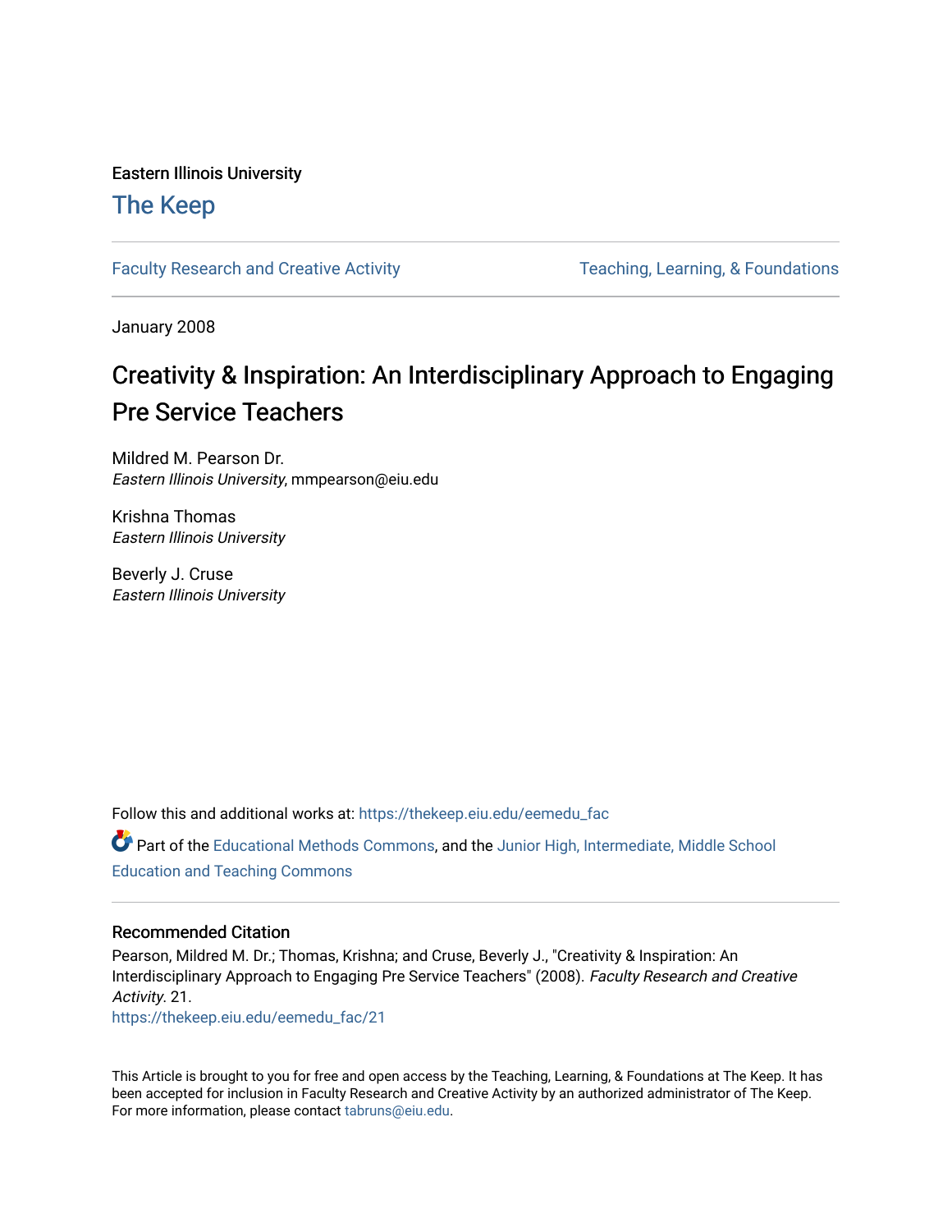Eastern Illinois University

# The Keep

Faculty Research and Creative Activity | Teaching, Learning, & Foundations

January 2008

# Creativity & Inspiration: An Interdisciplinary Approach to Engaging Pre Service Teachers

Mildred M. Pearson Dr.
*Eastern Illinois University*, mmpearson@eiu.edu

Krishna Thomas
*Eastern Illinois University*

Beverly J. Cruse
*Eastern Illinois University*

Follow this and additional works at: https://thekeep.eiu.edu/eemedu_fac

Part of the Educational Methods Commons, and the Junior High, Intermediate, Middle School Education and Teaching Commons

## Recommended Citation

Pearson, Mildred M. Dr.; Thomas, Krishna; and Cruse, Beverly J., "Creativity & Inspiration: An Interdisciplinary Approach to Engaging Pre Service Teachers" (2008). *Faculty Research and Creative Activity*. 21.
https://thekeep.eiu.edu/eemedu_fac/21

This Article is brought to you for free and open access by the Teaching, Learning, & Foundations at The Keep. It has been accepted for inclusion in Faculty Research and Creative Activity by an authorized administrator of The Keep. For more information, please contact tabruns@eiu.edu.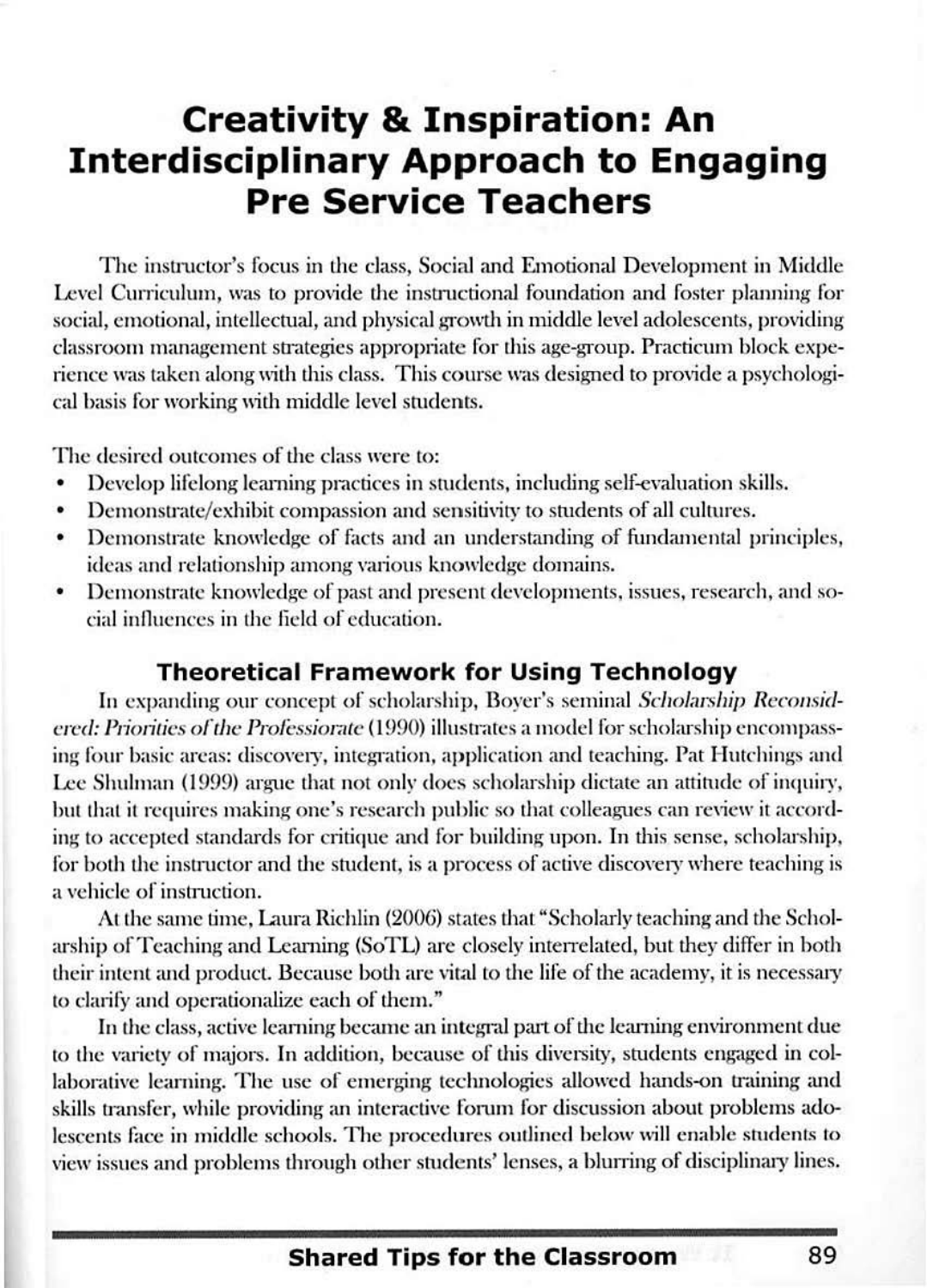# Creativity & Inspiration: An Interdisciplinary Approach to Engaging Pre Service Teachers

The instructor's focus in the class, Social and Emotional Development in Middle Level Curriculum, was to provide the instructional foundation and foster planning for social, emotional, intellectual, and physical growth in middle level adolescents, providing classroom management strategies appropriate for this age-group. Practicum block experience was taken along with this class. This course was designed to provide a psychological basis for working with middle level students.

The desired outcomes of the class were to:

- Develop lifelong learning practices in students, including self-evaluation skills.
- Demonstrate/exhibit compassion and sensitivity to students of all cultures.
- Demonstrate knowledge of facts and an understanding of fundamental principles, ideas and relationship among various knowledge domains.
- Demonstrate knowledge of past and present developments, issues, research, and social influences in the field of education.

## Theoretical Framework for Using Technology

In expanding our concept of scholarship, Boyer's seminal *Scholarship Reconsidered: Priorities of the Professiorate* (1990) illustrates a model for scholarship encompassing four basic areas: discovery, integration, application and teaching. Pat Hutchings and Lee Shulman (1999) argue that not only does scholarship dictate an attitude of inquiry, but that it requires making one's research public so that colleagues can review it according to accepted standards for critique and for building upon. In this sense, scholarship, for both the instructor and the student, is a process of active discovery where teaching is a vehicle of instruction.

At the same time, Laura Richlin (2006) states that "Scholarly teaching and the Scholarship of Teaching and Learning (SoTL) are closely interrelated, but they differ in both their intent and product. Because both are vital to the life of the academy, it is necessary to clarify and operationalize each of them."

In the class, active learning became an integral part of the learning environment due to the variety of majors. In addition, because of this diversity, students engaged in collaborative learning. The use of emerging technologies allowed hands-on training and skills transfer, while providing an interactive forum for discussion about problems adolescents face in middle schools. The procedures outlined below will enable students to view issues and problems through other students' lenses, a blurring of disciplinary lines.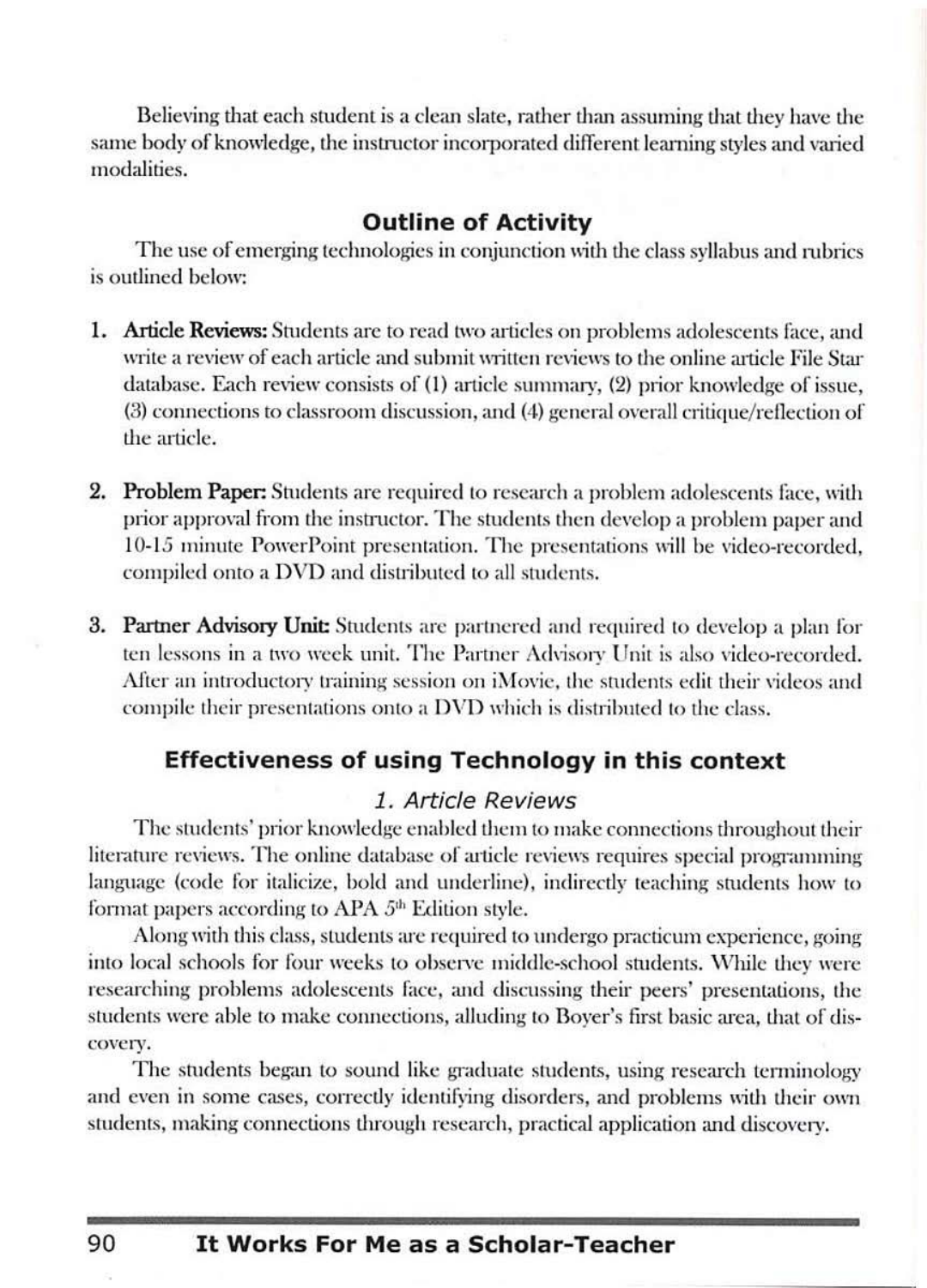Believing that each student is a clean slate, rather than assuming that they have the same body of knowledge, the instructor incorporated different learning styles and varied modalities.

## Outline of Activity

The use of emerging technologies in conjunction with the class syllabus and rubrics is outlined below:

1. **Article Reviews:** Students are to read two articles on problems adolescents face, and write a review of each article and submit written reviews to the online article File Star database. Each review consists of (1) article summary, (2) prior knowledge of issue, (3) connections to classroom discussion, and (4) general overall critique/reflection of the article.

2. **Problem Paper:** Students are required to research a problem adolescents face, with prior approval from the instructor. The students then develop a problem paper and 10-15 minute PowerPoint presentation. The presentations will be video-recorded, compiled onto a DVD and distributed to all students.

3. **Partner Advisory Unit:** Students are partnered and required to develop a plan for ten lessons in a two week unit. The Partner Advisory Unit is also video-recorded. After an introductory training session on iMovie, the students edit their videos and compile their presentations onto a DVD which is distributed to the class.

## Effectiveness of using Technology in this context

### *1. Article Reviews*

The students' prior knowledge enabled them to make connections throughout their literature reviews. The online database of article reviews requires special programming language (code for italicize, bold and underline), indirectly teaching students how to format papers according to APA 5th Edition style.

Along with this class, students are required to undergo practicum experience, going into local schools for four weeks to observe middle-school students. While they were researching problems adolescents face, and discussing their peers' presentations, the students were able to make connections, alluding to Boyer's first basic area, that of discovery.

The students began to sound like graduate students, using research terminology and even in some cases, correctly identifying disorders, and problems with their own students, making connections through research, practical application and discovery.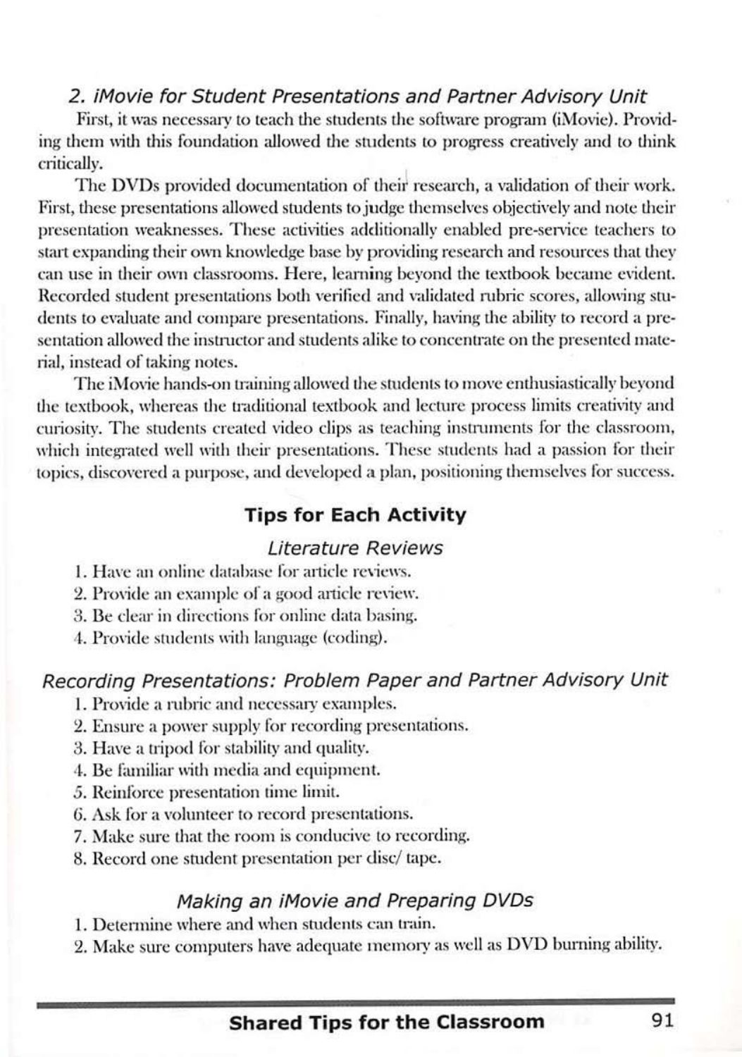### *2. iMovie for Student Presentations and Partner Advisory Unit*

First, it was necessary to teach the students the software program (iMovie). Providing them with this foundation allowed the students to progress creatively and to think critically.

The DVDs provided documentation of their research, a validation of their work. First, these presentations allowed students to judge themselves objectively and note their presentation weaknesses. These activities additionally enabled pre-service teachers to start expanding their own knowledge base by providing research and resources that they can use in their own classrooms. Here, learning beyond the textbook became evident. Recorded student presentations both verified and validated rubric scores, allowing students to evaluate and compare presentations. Finally, having the ability to record a presentation allowed the instructor and students alike to concentrate on the presented material, instead of taking notes.

The iMovie hands-on training allowed the students to move enthusiastically beyond the textbook, whereas the traditional textbook and lecture process limits creativity and curiosity. The students created video clips as teaching instruments for the classroom, which integrated well with their presentations. These students had a passion for their topics, discovered a purpose, and developed a plan, positioning themselves for success.

## Tips for Each Activity

### *Literature Reviews*

1. Have an online database for article reviews.
2. Provide an example of a good article review.
3. Be clear in directions for online data basing.
4. Provide students with language (coding).

### *Recording Presentations: Problem Paper and Partner Advisory Unit*

1. Provide a rubric and necessary examples.
2. Ensure a power supply for recording presentations.
3. Have a tripod for stability and quality.
4. Be familiar with media and equipment.
5. Reinforce presentation time limit.
6. Ask for a volunteer to record presentations.
7. Make sure that the room is conducive to recording.
8. Record one student presentation per disc/ tape.

### *Making an iMovie and Preparing DVDs*

1. Determine where and when students can train.
2. Make sure computers have adequate memory as well as DVD burning ability.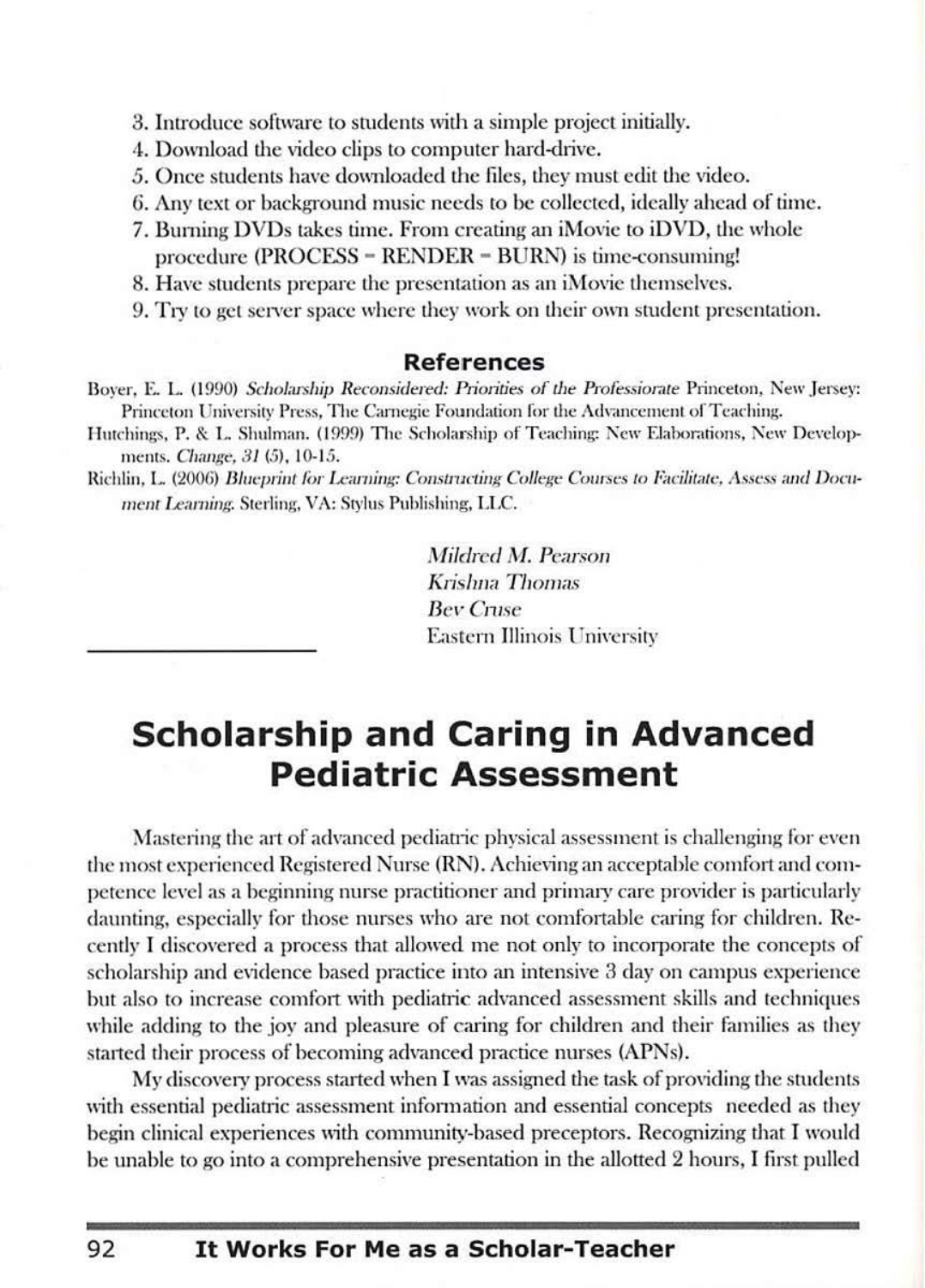3. Introduce software to students with a simple project initially.
4. Download the video clips to computer hard-drive.
5. Once students have downloaded the files, they must edit the video.
6. Any text or background music needs to be collected, ideally ahead of time.
7. Burning DVDs takes time. From creating an iMovie to iDVD, the whole procedure (PROCESS = RENDER = BURN) is time-consuming!
8. Have students prepare the presentation as an iMovie themselves.
9. Try to get server space where they work on their own student presentation.

### References

Boyer, E. L. (1990) *Scholarship Reconsidered: Priorities of the Professiorate* Princeton, New Jersey: Princeton University Press, The Carnegie Foundation for the Advancement of Teaching.

Hutchings, P. & L. Shulman. (1999) The Scholarship of Teaching: New Elaborations, New Developments. *Change, 31* (5), 10-15.

Richlin, L. (2006) *Blueprint for Learning: Constructing College Courses to Facilitate, Assess and Document Learning.* Sterling, VA: Stylus Publishing, LLC.

*Mildred M. Pearson*
*Krishna Thomas*
*Bev Cruse*
Eastern Illinois University

## Scholarship and Caring in Advanced Pediatric Assessment

Mastering the art of advanced pediatric physical assessment is challenging for even the most experienced Registered Nurse (RN). Achieving an acceptable comfort and competence level as a beginning nurse practitioner and primary care provider is particularly daunting, especially for those nurses who are not comfortable caring for children. Recently I discovered a process that allowed me not only to incorporate the concepts of scholarship and evidence based practice into an intensive 3 day on campus experience but also to increase comfort with pediatric advanced assessment skills and techniques while adding to the joy and pleasure of caring for children and their families as they started their process of becoming advanced practice nurses (APNs).

My discovery process started when I was assigned the task of providing the students with essential pediatric assessment information and essential concepts needed as they begin clinical experiences with community-based preceptors. Recognizing that I would be unable to go into a comprehensive presentation in the allotted 2 hours, I first pulled